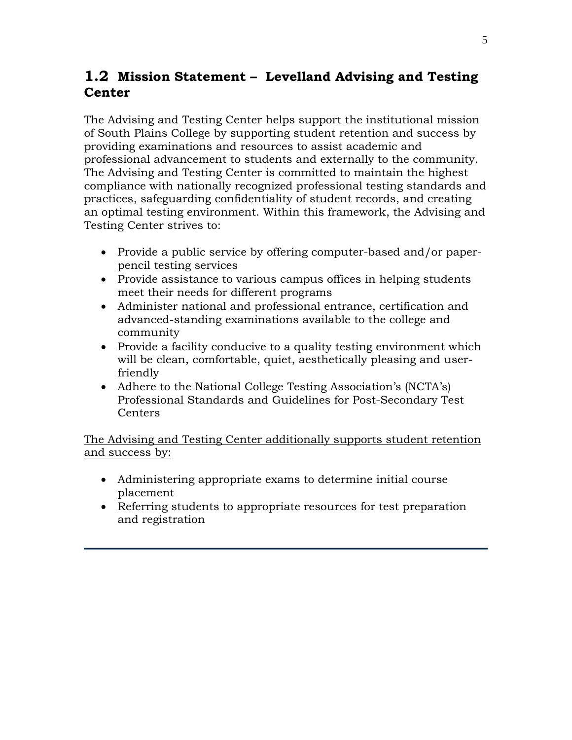## 1.2 Mission Statement – Levelland Advising and Testing Center

The Advising and Testing Center helps support the institutional mission of South Plains College by supporting student retention and success by providing examinations and resources to assist academic and professional advancement to students and externally to the community. The Advising and Testing Center is committed to maintain the highest compliance with nationally recognized professional testing standards and practices, safeguarding confidentiality of student records, and creating an optimal testing environment. Within this framework, the Advising and Testing Center strives to:

- Provide a public service by offering computer-based and/or paper-pencil testing services
- Provide assistance to various campus offices in helping students meet their needs for different programs
- Administer national and professional entrance, certification and advanced-standing examinations available to the college and community
- Provide a facility conducive to a quality testing environment which will be clean, comfortable, quiet, aesthetically pleasing and user-friendly
- Adhere to the National College Testing Association's (NCTA's) Professional Standards and Guidelines for Post-Secondary Test Centers

<u>The Advising and Testing Center additionally supports student retention and success by:</u>

- Administering appropriate exams to determine initial course placement
- Referring students to appropriate resources for test preparation and registration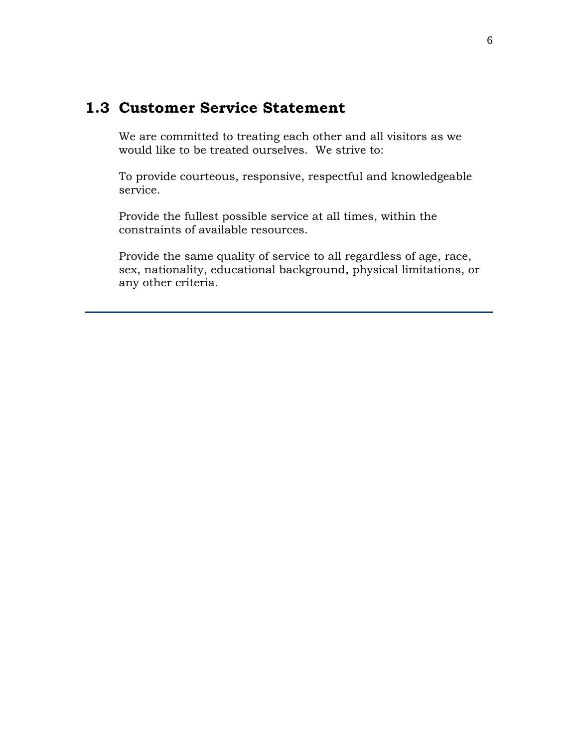## 1.3 Customer Service Statement

We are committed to treating each other and all visitors as we would like to be treated ourselves. We strive to:

To provide courteous, responsive, respectful and knowledgeable service.

Provide the fullest possible service at all times, within the constraints of available resources.

Provide the same quality of service to all regardless of age, race, sex, nationality, educational background, physical limitations, or any other criteria.